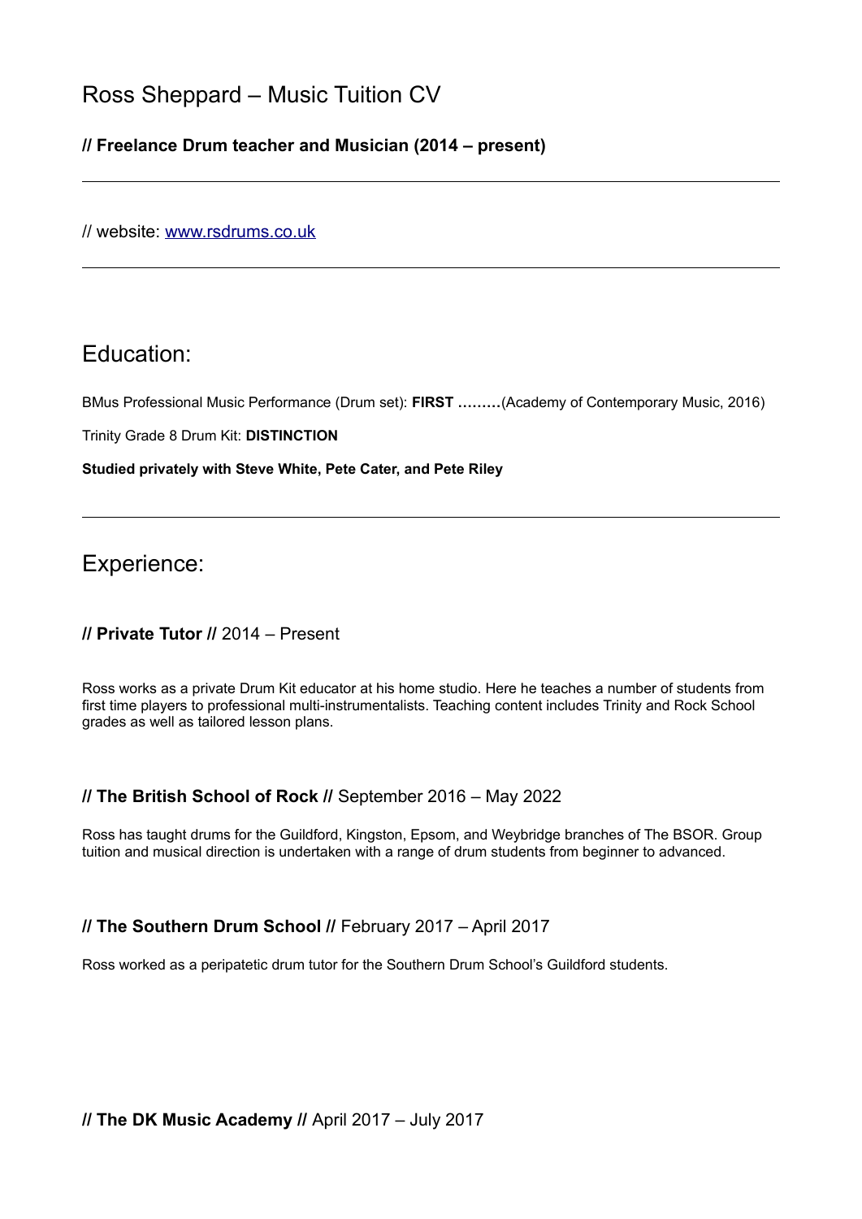# Ross Sheppard – Music Tuition CV

**// Freelance Drum teacher and Musician (2014 – present)**

---

// website: [www.rsdrums.co.uk](http://www.rsdrums.co.uk)

---

## Education:

BMus Professional Music Performance (Drum set): **FIRST ………**(Academy of Contemporary Music, 2016)

Trinity Grade 8 Drum Kit: **DISTINCTION**

**Studied privately with Steve White, Pete Cater, and Pete Riley**

---

## Experience:

### **// Private Tutor //** 2014 – Present

Ross works as a private Drum Kit educator at his home studio. Here he teaches a number of students from first time players to professional multi-instrumentalists. Teaching content includes Trinity and Rock School grades as well as tailored lesson plans.

### **// The British School of Rock //** September 2016 – May 2022

Ross has taught drums for the Guildford, Kingston, Epsom, and Weybridge branches of The BSOR. Group tuition and musical direction is undertaken with a range of drum students from beginner to advanced.

### **// The Southern Drum School //** February 2017 – April 2017

Ross worked as a peripatetic drum tutor for the Southern Drum School's Guildford students.

### **// The DK Music Academy //** April 2017 – July 2017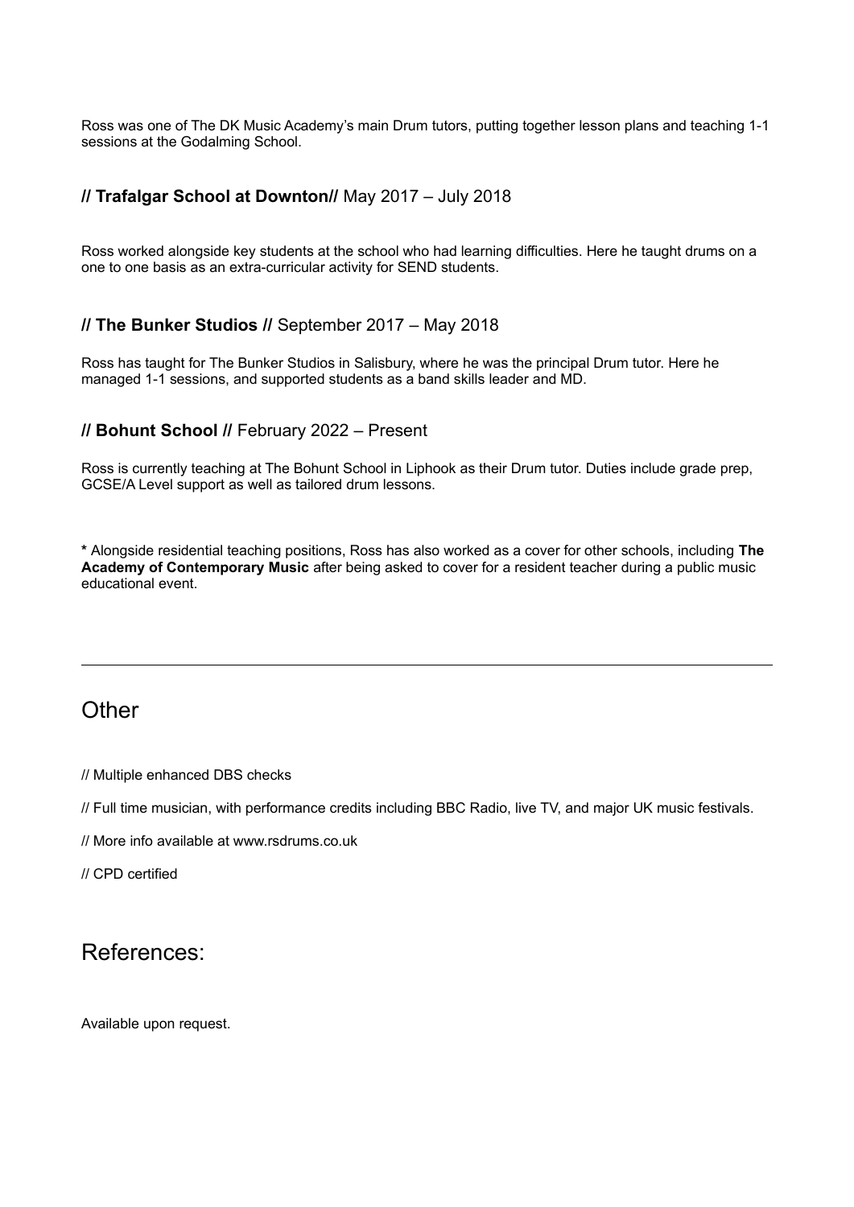Ross was one of The DK Music Academy's main Drum tutors, putting together lesson plans and teaching 1-1 sessions at the Godalming School.

### **// Trafalgar School at Downton//** May 2017 – July 2018

Ross worked alongside key students at the school who had learning difficulties. Here he taught drums on a one to one basis as an extra-curricular activity for SEND students.

### **// The Bunker Studios //** September 2017 – May 2018

Ross has taught for The Bunker Studios in Salisbury, where he was the principal Drum tutor. Here he managed 1-1 sessions, and supported students as a band skills leader and MD.

### **// Bohunt School //** February 2022 – Present

Ross is currently teaching at The Bohunt School in Liphook as their Drum tutor. Duties include grade prep, GCSE/A Level support as well as tailored drum lessons.

**\*** Alongside residential teaching positions, Ross has also worked as a cover for other schools, including **The Academy of Contemporary Music** after being asked to cover for a resident teacher during a public music educational event.

---

## Other

// Multiple enhanced DBS checks

// Full time musician, with performance credits including BBC Radio, live TV, and major UK music festivals.

// More info available at www.rsdrums.co.uk

// CPD certified

## References:

Available upon request.